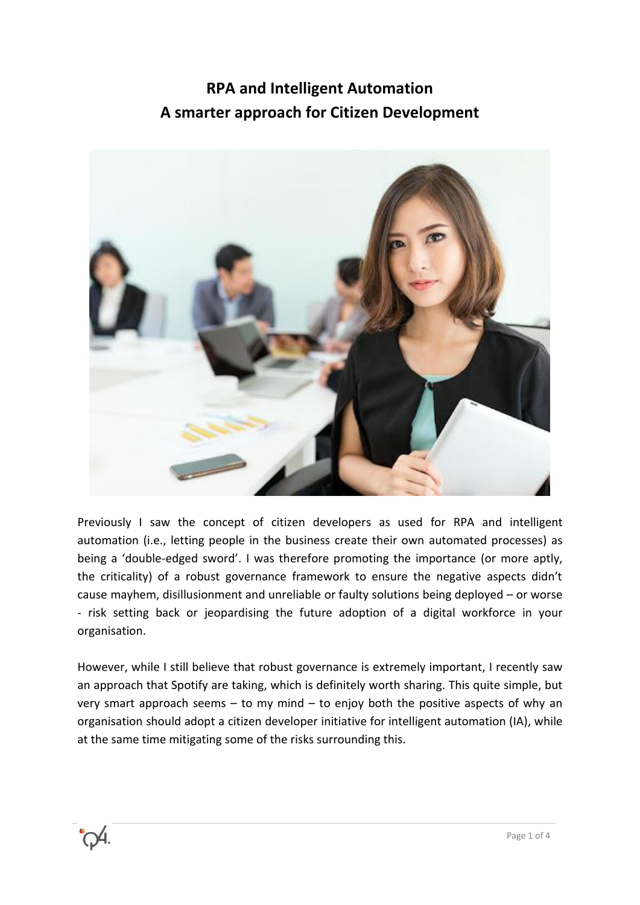# RPA and Intelligent Automation
# A smarter approach for Citizen Development

Previously I saw the concept of citizen developers as used for RPA and intelligent automation (i.e., letting people in the business create their own automated processes) as being a 'double-edged sword'. I was therefore promoting the importance (or more aptly, the criticality) of a robust governance framework to ensure the negative aspects didn't cause mayhem, disillusionment and unreliable or faulty solutions being deployed – or worse - risk setting back or jeopardising the future adoption of a digital workforce in your organisation.

However, while I still believe that robust governance is extremely important, I recently saw an approach that Spotify are taking, which is definitely worth sharing. This quite simple, but very smart approach seems – to my mind – to enjoy both the positive aspects of why an organisation should adopt a citizen developer initiative for intelligent automation (IA), while at the same time mitigating some of the risks surrounding this.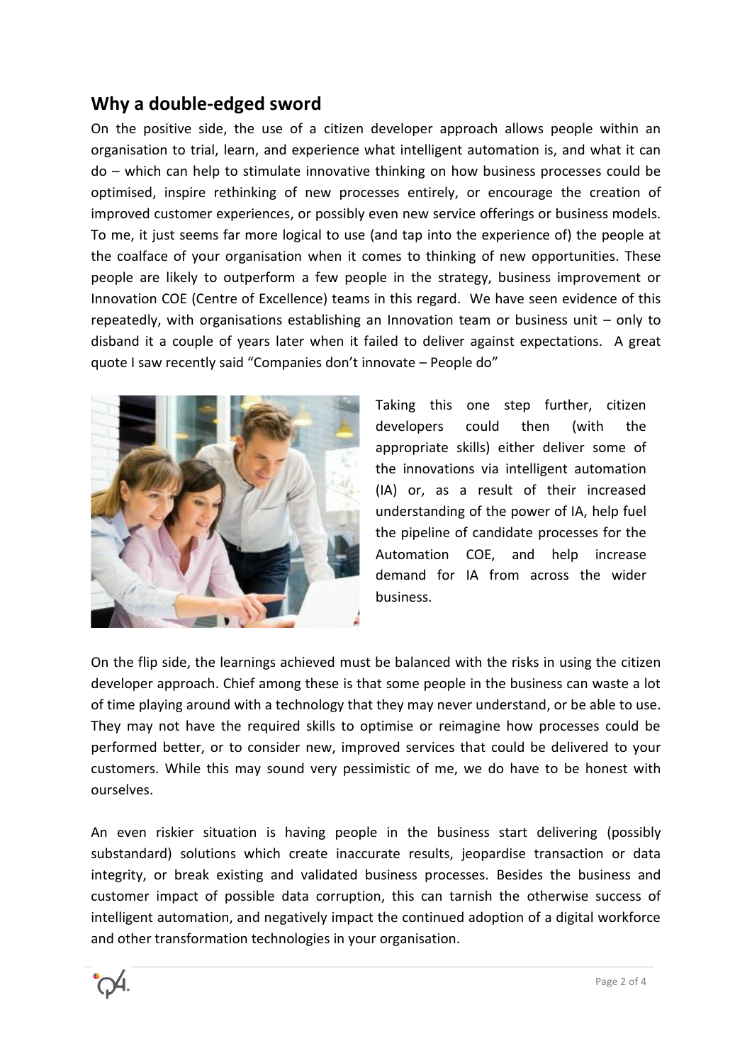## Why a double-edged sword

On the positive side, the use of a citizen developer approach allows people within an organisation to trial, learn, and experience what intelligent automation is, and what it can do – which can help to stimulate innovative thinking on how business processes could be optimised, inspire rethinking of new processes entirely, or encourage the creation of improved customer experiences, or possibly even new service offerings or business models. To me, it just seems far more logical to use (and tap into the experience of) the people at the coalface of your organisation when it comes to thinking of new opportunities. These people are likely to outperform a few people in the strategy, business improvement or Innovation COE (Centre of Excellence) teams in this regard. We have seen evidence of this repeatedly, with organisations establishing an Innovation team or business unit – only to disband it a couple of years later when it failed to deliver against expectations. A great quote I saw recently said "Companies don't innovate – People do"

Taking this one step further, citizen developers could then (with the appropriate skills) either deliver some of the innovations via intelligent automation (IA) or, as a result of their increased understanding of the power of IA, help fuel the pipeline of candidate processes for the Automation COE, and help increase demand for IA from across the wider business.

On the flip side, the learnings achieved must be balanced with the risks in using the citizen developer approach. Chief among these is that some people in the business can waste a lot of time playing around with a technology that they may never understand, or be able to use. They may not have the required skills to optimise or reimagine how processes could be performed better, or to consider new, improved services that could be delivered to your customers. While this may sound very pessimistic of me, we do have to be honest with ourselves.

An even riskier situation is having people in the business start delivering (possibly substandard) solutions which create inaccurate results, jeopardise transaction or data integrity, or break existing and validated business processes. Besides the business and customer impact of possible data corruption, this can tarnish the otherwise success of intelligent automation, and negatively impact the continued adoption of a digital workforce and other transformation technologies in your organisation.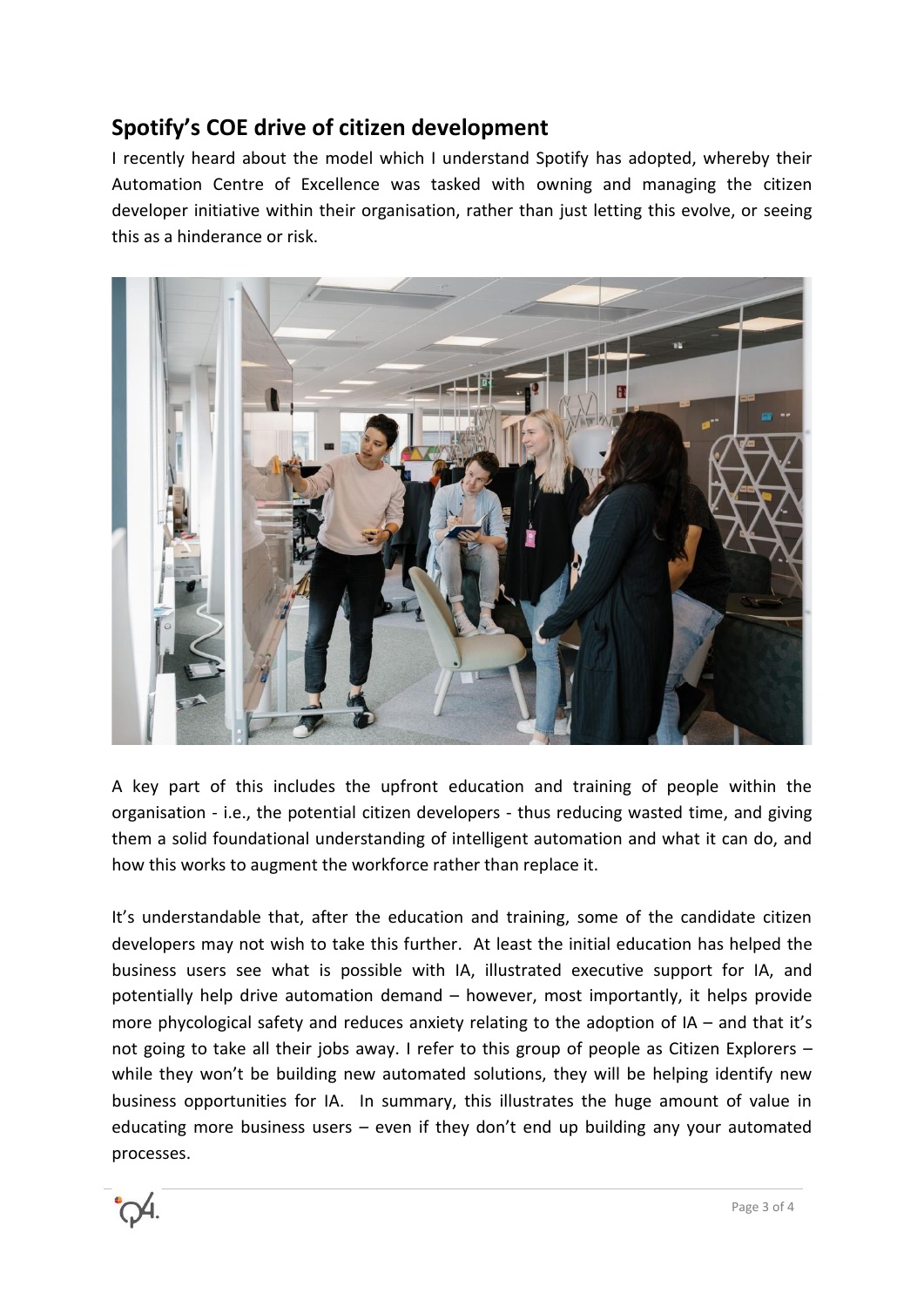## Spotify's COE drive of citizen development

I recently heard about the model which I understand Spotify has adopted, whereby their Automation Centre of Excellence was tasked with owning and managing the citizen developer initiative within their organisation, rather than just letting this evolve, or seeing this as a hinderance or risk.

A key part of this includes the upfront education and training of people within the organisation - i.e., the potential citizen developers - thus reducing wasted time, and giving them a solid foundational understanding of intelligent automation and what it can do, and how this works to augment the workforce rather than replace it.

It's understandable that, after the education and training, some of the candidate citizen developers may not wish to take this further. At least the initial education has helped the business users see what is possible with IA, illustrated executive support for IA, and potentially help drive automation demand – however, most importantly, it helps provide more phycological safety and reduces anxiety relating to the adoption of IA – and that it's not going to take all their jobs away. I refer to this group of people as Citizen Explorers – while they won't be building new automated solutions, they will be helping identify new business opportunities for IA. In summary, this illustrates the huge amount of value in educating more business users – even if they don't end up building any your automated processes.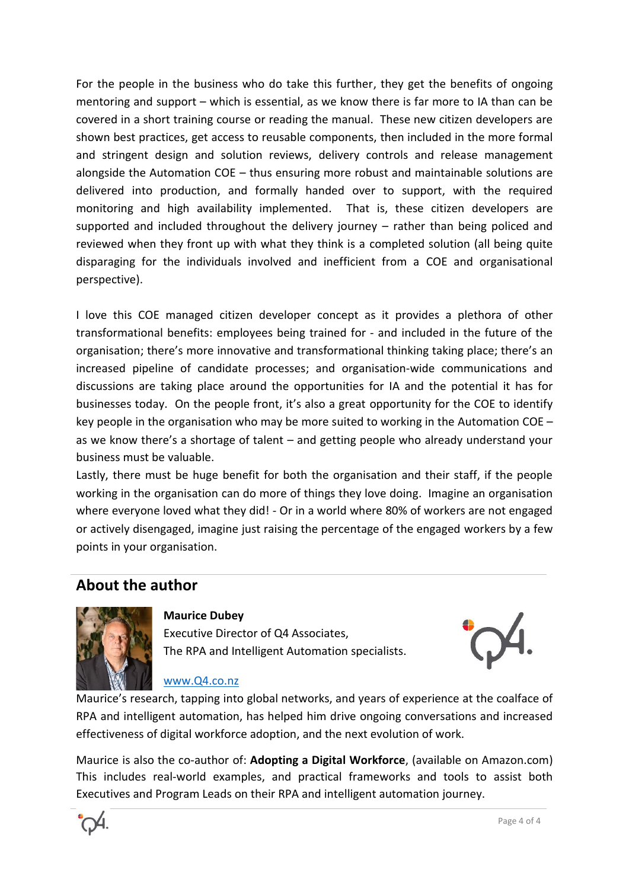For the people in the business who do take this further, they get the benefits of ongoing mentoring and support – which is essential, as we know there is far more to IA than can be covered in a short training course or reading the manual. These new citizen developers are shown best practices, get access to reusable components, then included in the more formal and stringent design and solution reviews, delivery controls and release management alongside the Automation COE – thus ensuring more robust and maintainable solutions are delivered into production, and formally handed over to support, with the required monitoring and high availability implemented. That is, these citizen developers are supported and included throughout the delivery journey – rather than being policed and reviewed when they front up with what they think is a completed solution (all being quite disparaging for the individuals involved and inefficient from a COE and organisational perspective).

I love this COE managed citizen developer concept as it provides a plethora of other transformational benefits: employees being trained for - and included in the future of the organisation; there's more innovative and transformational thinking taking place; there's an increased pipeline of candidate processes; and organisation-wide communications and discussions are taking place around the opportunities for IA and the potential it has for businesses today. On the people front, it's also a great opportunity for the COE to identify key people in the organisation who may be more suited to working in the Automation COE – as we know there's a shortage of talent – and getting people who already understand your business must be valuable.

Lastly, there must be huge benefit for both the organisation and their staff, if the people working in the organisation can do more of things they love doing. Imagine an organisation where everyone loved what they did! - Or in a world where 80% of workers are not engaged or actively disengaged, imagine just raising the percentage of the engaged workers by a few points in your organisation.

## About the author

**Maurice Dubey**
Executive Director of Q4 Associates,
The RPA and Intelligent Automation specialists.

www.Q4.co.nz

Maurice's research, tapping into global networks, and years of experience at the coalface of RPA and intelligent automation, has helped him drive ongoing conversations and increased effectiveness of digital workforce adoption, and the next evolution of work.

Maurice is also the co-author of: **Adopting a Digital Workforce**, (available on Amazon.com) This includes real-world examples, and practical frameworks and tools to assist both Executives and Program Leads on their RPA and intelligent automation journey.